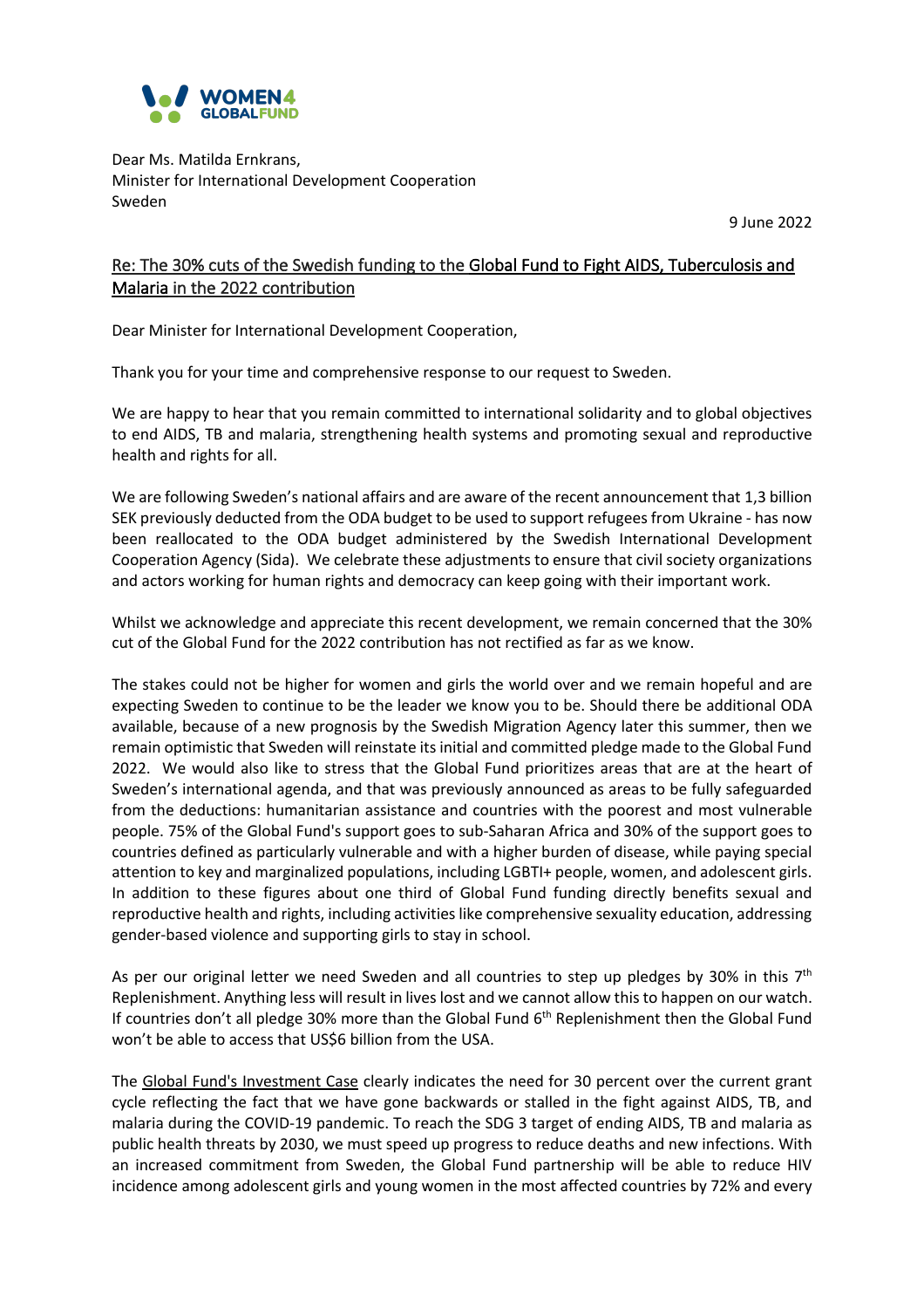WOMEN4 GLOBALFUND

Dear Ms. Matilda Ernkrans,
Minister for International Development Cooperation
Sweden

9 June 2022

Re: The 30% cuts of the Swedish funding to the Global Fund to Fight AIDS, Tuberculosis and Malaria in the 2022 contribution

Dear Minister for International Development Cooperation,

Thank you for your time and comprehensive response to our request to Sweden.

We are happy to hear that you remain committed to international solidarity and to global objectives to end AIDS, TB and malaria, strengthening health systems and promoting sexual and reproductive health and rights for all.

We are following Sweden's national affairs and are aware of the recent announcement that 1,3 billion SEK previously deducted from the ODA budget to be used to support refugees from Ukraine - has now been reallocated to the ODA budget administered by the Swedish International Development Cooperation Agency (Sida). We celebrate these adjustments to ensure that civil society organizations and actors working for human rights and democracy can keep going with their important work.

Whilst we acknowledge and appreciate this recent development, we remain concerned that the 30% cut of the Global Fund for the 2022 contribution has not rectified as far as we know.

The stakes could not be higher for women and girls the world over and we remain hopeful and are expecting Sweden to continue to be the leader we know you to be. Should there be additional ODA available, because of a new prognosis by the Swedish Migration Agency later this summer, then we remain optimistic that Sweden will reinstate its initial and committed pledge made to the Global Fund 2022. We would also like to stress that the Global Fund prioritizes areas that are at the heart of Sweden's international agenda, and that was previously announced as areas to be fully safeguarded from the deductions: humanitarian assistance and countries with the poorest and most vulnerable people. 75% of the Global Fund's support goes to sub-Saharan Africa and 30% of the support goes to countries defined as particularly vulnerable and with a higher burden of disease, while paying special attention to key and marginalized populations, including LGBTI+ people, women, and adolescent girls. In addition to these figures about one third of Global Fund funding directly benefits sexual and reproductive health and rights, including activities like comprehensive sexuality education, addressing gender-based violence and supporting girls to stay in school.

As per our original letter we need Sweden and all countries to step up pledges by 30% in this 7th Replenishment. Anything less will result in lives lost and we cannot allow this to happen on our watch. If countries don't all pledge 30% more than the Global Fund 6th Replenishment then the Global Fund won't be able to access that US$6 billion from the USA.

The Global Fund's Investment Case clearly indicates the need for 30 percent over the current grant cycle reflecting the fact that we have gone backwards or stalled in the fight against AIDS, TB, and malaria during the COVID-19 pandemic. To reach the SDG 3 target of ending AIDS, TB and malaria as public health threats by 2030, we must speed up progress to reduce deaths and new infections. With an increased commitment from Sweden, the Global Fund partnership will be able to reduce HIV incidence among adolescent girls and young women in the most affected countries by 72% and every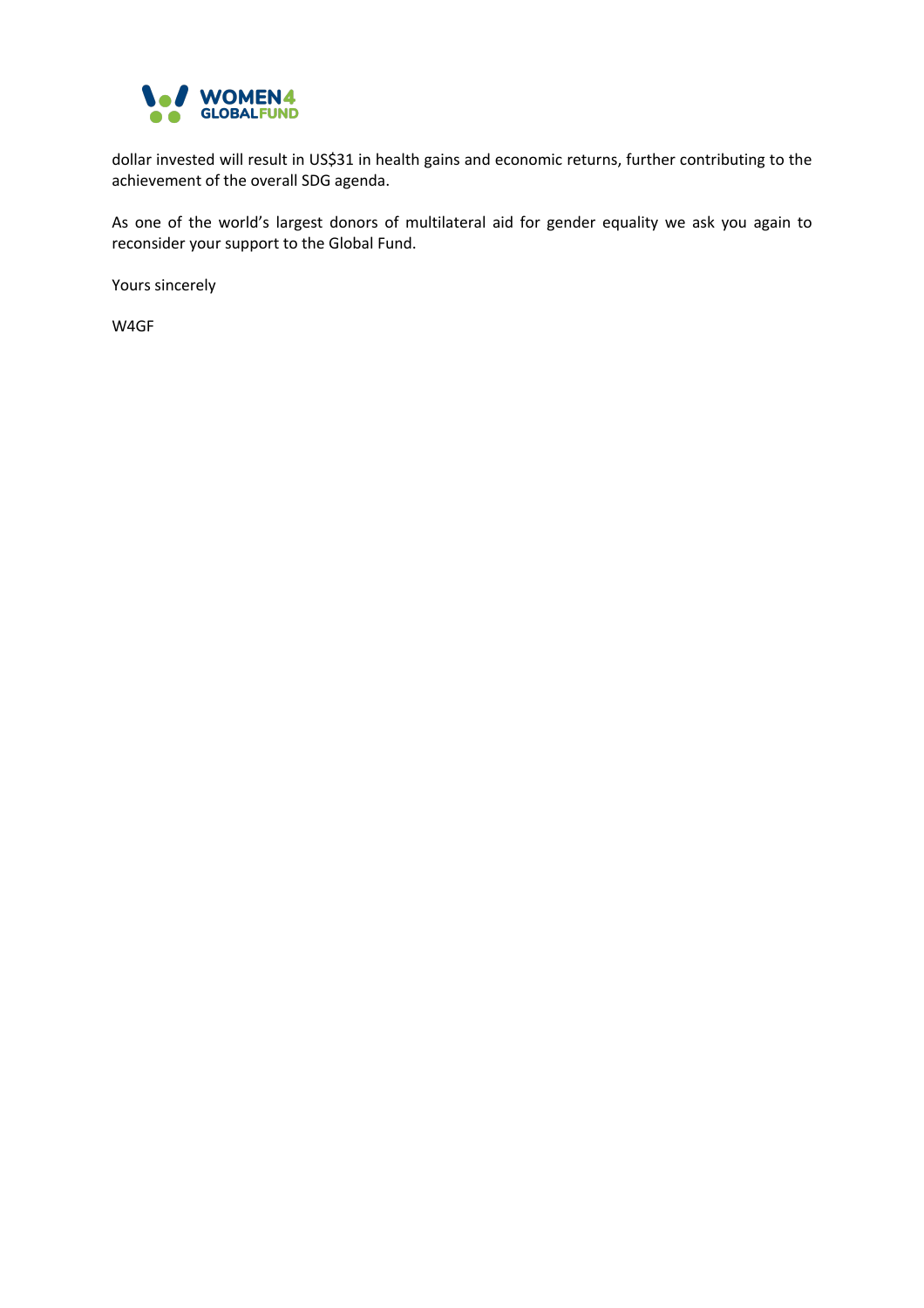dollar invested will result in US$31 in health gains and economic returns, further contributing to the achievement of the overall SDG agenda.

As one of the world's largest donors of multilateral aid for gender equality we ask you again to reconsider your support to the Global Fund.

Yours sincerely

W4GF